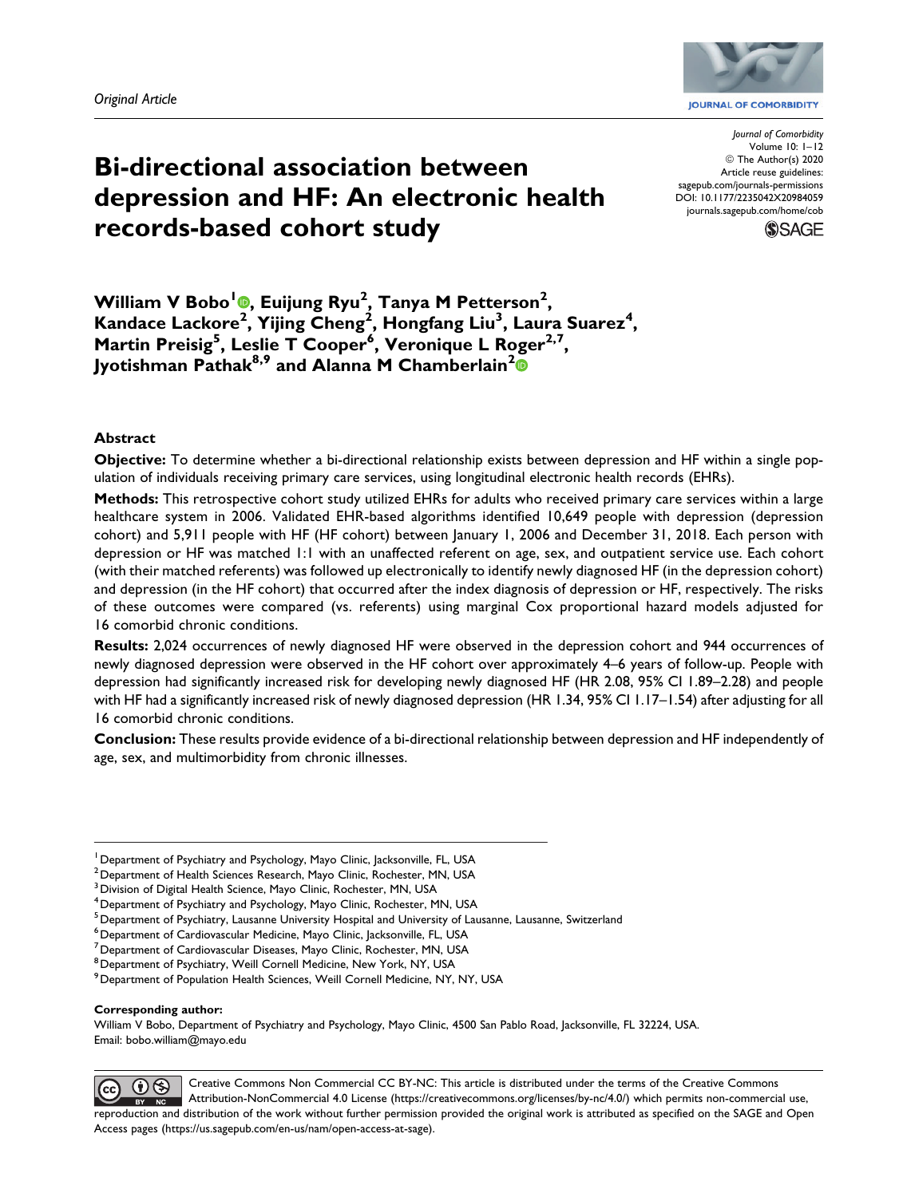Original Article

# Bi-directional association between depression and HF: An electronic health records-based cohort study

**William V Bobo[1], Euijung Ryu[2], Tanya M Petterson[2], Kandace Lackore[2], Yijing Cheng[2], Hongfang Liu[3], Laura Suarez[4], Martin Preisig[5], Leslie T Cooper[6], Veronique L Roger[2,7], Jyotishman Pathak[8,9] and Alanna M Chamberlain[2]**

## Abstract

**Objective:** To determine whether a bi-directional relationship exists between depression and HF within a single population of individuals receiving primary care services, using longitudinal electronic health records (EHRs).

**Methods:** This retrospective cohort study utilized EHRs for adults who received primary care services within a large healthcare system in 2006. Validated EHR-based algorithms identified 10,649 people with depression (depression cohort) and 5,911 people with HF (HF cohort) between January 1, 2006 and December 31, 2018. Each person with depression or HF was matched 1:1 with an unaffected referent on age, sex, and outpatient service use. Each cohort (with their matched referents) was followed up electronically to identify newly diagnosed HF (in the depression cohort) and depression (in the HF cohort) that occurred after the index diagnosis of depression or HF, respectively. The risks of these outcomes were compared (vs. referents) using marginal Cox proportional hazard models adjusted for 16 comorbid chronic conditions.

**Results:** 2,024 occurrences of newly diagnosed HF were observed in the depression cohort and 944 occurrences of newly diagnosed depression were observed in the HF cohort over approximately 4–6 years of follow-up. People with depression had significantly increased risk for developing newly diagnosed HF (HR 2.08, 95% CI 1.89–2.28) and people with HF had a significantly increased risk of newly diagnosed depression (HR 1.34, 95% CI 1.17–1.54) after adjusting for all 16 comorbid chronic conditions.

**Conclusion:** These results provide evidence of a bi-directional relationship between depression and HF independently of age, sex, and multimorbidity from chronic illnesses.

[1] Department of Psychiatry and Psychology, Mayo Clinic, Jacksonville, FL, USA
[2] Department of Health Sciences Research, Mayo Clinic, Rochester, MN, USA
[3] Division of Digital Health Science, Mayo Clinic, Rochester, MN, USA
[4] Department of Psychiatry and Psychology, Mayo Clinic, Rochester, MN, USA
[5] Department of Psychiatry, Lausanne University Hospital and University of Lausanne, Lausanne, Switzerland
[6] Department of Cardiovascular Medicine, Mayo Clinic, Jacksonville, FL, USA
[7] Department of Cardiovascular Diseases, Mayo Clinic, Rochester, MN, USA
[8] Department of Psychiatry, Weill Cornell Medicine, New York, NY, USA
[9] Department of Population Health Sciences, Weill Cornell Medicine, NY, NY, USA

**Corresponding author:**
William V Bobo, Department of Psychiatry and Psychology, Mayo Clinic, 4500 San Pablo Road, Jacksonville, FL 32224, USA.
Email: bobo.william@mayo.edu

Creative Commons Non Commercial CC BY-NC: This article is distributed under the terms of the Creative Commons Attribution-NonCommercial 4.0 License (https://creativecommons.org/licenses/by-nc/4.0/) which permits non-commercial use, reproduction and distribution of the work without further permission provided the original work is attributed as specified on the SAGE and Open Access pages (https://us.sagepub.com/en-us/nam/open-access-at-sage).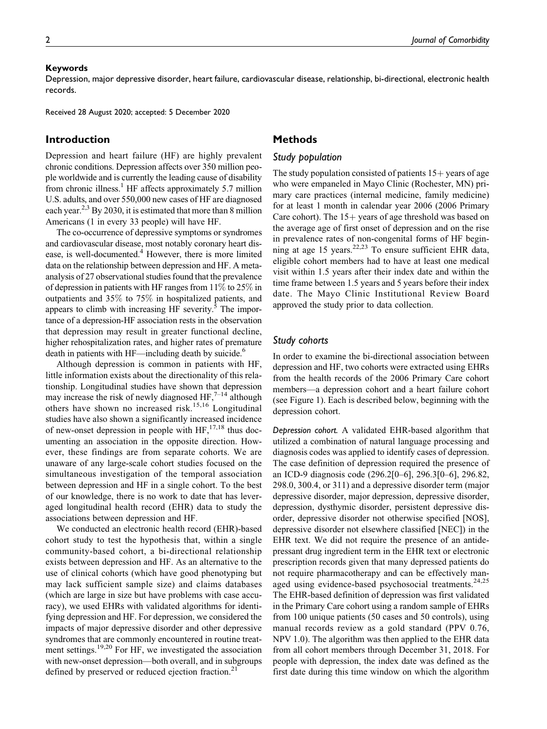**Keywords**

Depression, major depressive disorder, heart failure, cardiovascular disease, relationship, bi-directional, electronic health records.

Received 28 August 2020; accepted: 5 December 2020

## Introduction

Depression and heart failure (HF) are highly prevalent chronic conditions. Depression affects over 350 million people worldwide and is currently the leading cause of disability from chronic illness.[1] HF affects approximately 5.7 million U.S. adults, and over 550,000 new cases of HF are diagnosed each year.[2,3] By 2030, it is estimated that more than 8 million Americans (1 in every 33 people) will have HF.

The co-occurrence of depressive symptoms or syndromes and cardiovascular disease, most notably coronary heart disease, is well-documented.[4] However, there is more limited data on the relationship between depression and HF. A meta-analysis of 27 observational studies found that the prevalence of depression in patients with HF ranges from 11% to 25% in outpatients and 35% to 75% in hospitalized patients, and appears to climb with increasing HF severity.[5] The importance of a depression-HF association rests in the observation that depression may result in greater functional decline, higher rehospitalization rates, and higher rates of premature death in patients with HF—including death by suicide.[6]

Although depression is common in patients with HF, little information exists about the directionality of this relationship. Longitudinal studies have shown that depression may increase the risk of newly diagnosed HF,[7–14] although others have shown no increased risk.[15,16] Longitudinal studies have also shown a significantly increased incidence of new-onset depression in people with HF,[17,18] thus documenting an association in the opposite direction. However, these findings are from separate cohorts. We are unaware of any large-scale cohort studies focused on the simultaneous investigation of the temporal association between depression and HF in a single cohort. To the best of our knowledge, there is no work to date that has leveraged longitudinal health record (EHR) data to study the associations between depression and HF.

We conducted an electronic health record (EHR)-based cohort study to test the hypothesis that, within a single community-based cohort, a bi-directional relationship exists between depression and HF. As an alternative to the use of clinical cohorts (which have good phenotyping but may lack sufficient sample size) and claims databases (which are large in size but have problems with case accuracy), we used EHRs with validated algorithms for identifying depression and HF. For depression, we considered the impacts of major depressive disorder and other depressive syndromes that are commonly encountered in routine treatment settings.[19,20] For HF, we investigated the association with new-onset depression—both overall, and in subgroups defined by preserved or reduced ejection fraction.[21]

## Methods

### Study population

The study population consisted of patients 15+ years of age who were empaneled in Mayo Clinic (Rochester, MN) primary care practices (internal medicine, family medicine) for at least 1 month in calendar year 2006 (2006 Primary Care cohort). The 15+ years of age threshold was based on the average age of first onset of depression and on the rise in prevalence rates of non-congenital forms of HF beginning at age 15 years.[22,23] To ensure sufficient EHR data, eligible cohort members had to have at least one medical visit within 1.5 years after their index date and within the time frame between 1.5 years and 5 years before their index date. The Mayo Clinic Institutional Review Board approved the study prior to data collection.

### Study cohorts

In order to examine the bi-directional association between depression and HF, two cohorts were extracted using EHRs from the health records of the 2006 Primary Care cohort members—a depression cohort and a heart failure cohort (see Figure 1). Each is described below, beginning with the depression cohort.

*Depression cohort.* A validated EHR-based algorithm that utilized a combination of natural language processing and diagnosis codes was applied to identify cases of depression. The case definition of depression required the presence of an ICD-9 diagnosis code (296.2[0–6], 296.3[0–6], 296.82, 298.0, 300.4, or 311) and a depressive disorder term (major depressive disorder, major depression, depressive disorder, depression, dysthymic disorder, persistent depressive disorder, depressive disorder not otherwise specified [NOS], depressive disorder not elsewhere classified [NEC]) in the EHR text. We did not require the presence of an antidepressant drug ingredient term in the EHR text or electronic prescription records given that many depressed patients do not require pharmacotherapy and can be effectively managed using evidence-based psychosocial treatments.[24,25] The EHR-based definition of depression was first validated in the Primary Care cohort using a random sample of EHRs from 100 unique patients (50 cases and 50 controls), using manual records review as a gold standard (PPV 0.76, NPV 1.0). The algorithm was then applied to the EHR data from all cohort members through December 31, 2018. For people with depression, the index date was defined as the first date during this time window on which the algorithm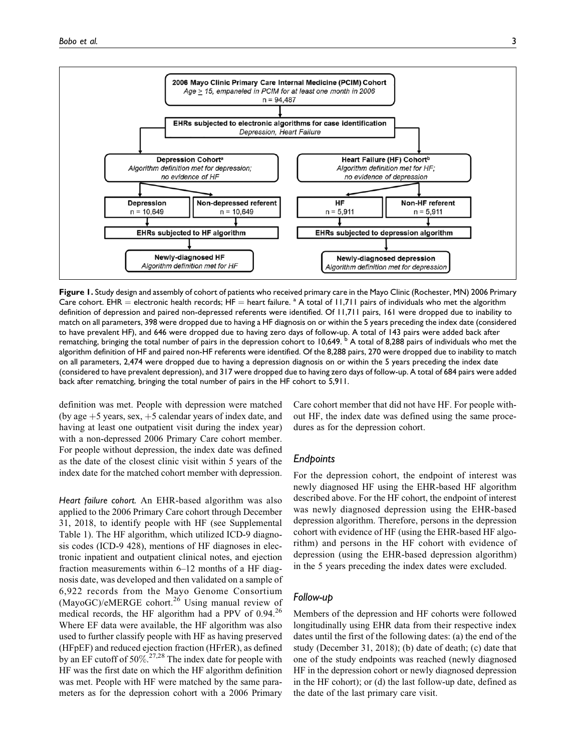2006 Mayo Clinic Primary Care Internal Medicine (PCIM) Cohort
Age ≥ 15, empaneled in PCIM for at least one month in 2006
n = 94,487

EHRs subjected to electronic algorithms for case identification
Depression, Heart Failure

Depression Cohort[a]
Algorithm definition met for depression; no evidence of HF

Heart Failure (HF) Cohort[b]
Algorithm definition met for HF; no evidence of depression

Depression
n = 10,649

Non-depressed referent
n = 10,649

HF
n = 5,911

Non-HF referent
n = 5,911

EHRs subjected to HF algorithm

EHRs subjected to depression algorithm

Newly-diagnosed HF
Algorithm definition met for HF

Newly-diagnosed depression
Algorithm definition met for depression

**Figure 1.** Study design and assembly of cohort of patients who received primary care in the Mayo Clinic (Rochester, MN) 2006 Primary Care cohort. EHR = electronic health records; HF = heart failure. [a] A total of 11,711 pairs of individuals who met the algorithm definition of depression and paired non-depressed referents were identified. Of 11,711 pairs, 161 were dropped due to inability to match on all parameters, 398 were dropped due to having a HF diagnosis on or within the 5 years preceding the index date (considered to have prevalent HF), and 646 were dropped due to having zero days of follow-up. A total of 143 pairs were added back after rematching, bringing the total number of pairs in the depression cohort to 10,649. [b] A total of 8,288 pairs of individuals who met the algorithm definition of HF and paired non-HF referents were identified. Of the 8,288 pairs, 270 were dropped due to inability to match on all parameters, 2,474 were dropped due to having a depression diagnosis on or within the 5 years preceding the index date (considered to have prevalent depression), and 317 were dropped due to having zero days of follow-up. A total of 684 pairs were added back after rematching, bringing the total number of pairs in the HF cohort to 5,911.

definition was met. People with depression were matched (by age +5 years, sex, +5 calendar years of index date, and having at least one outpatient visit during the index year) with a non-depressed 2006 Primary Care cohort member. For people without depression, the index date was defined as the date of the closest clinic visit within 5 years of the index date for the matched cohort member with depression.

*Heart failure cohort.* An EHR-based algorithm was also applied to the 2006 Primary Care cohort through December 31, 2018, to identify people with HF (see Supplemental Table 1). The HF algorithm, which utilized ICD-9 diagnosis codes (ICD-9 428), mentions of HF diagnoses in electronic inpatient and outpatient clinical notes, and ejection fraction measurements within 6–12 months of a HF diagnosis date, was developed and then validated on a sample of 6,922 records from the Mayo Genome Consortium (MayoGC)/eMERGE cohort.[26] Using manual review of medical records, the HF algorithm had a PPV of 0.94.[26] Where EF data were available, the HF algorithm was also used to further classify people with HF as having preserved (HFpEF) and reduced ejection fraction (HFrER), as defined by an EF cutoff of 50%.[27,28] The index date for people with HF was the first date on which the HF algorithm definition was met. People with HF were matched by the same parameters as for the depression cohort with a 2006 Primary Care cohort member that did not have HF. For people without HF, the index date was defined using the same procedures as for the depression cohort.

### Endpoints

For the depression cohort, the endpoint of interest was newly diagnosed HF using the EHR-based HF algorithm described above. For the HF cohort, the endpoint of interest was newly diagnosed depression using the EHR-based depression algorithm. Therefore, persons in the depression cohort with evidence of HF (using the EHR-based HF algorithm) and persons in the HF cohort with evidence of depression (using the EHR-based depression algorithm) in the 5 years preceding the index dates were excluded.

### Follow-up

Members of the depression and HF cohorts were followed longitudinally using EHR data from their respective index dates until the first of the following dates: (a) the end of the study (December 31, 2018); (b) date of death; (c) date that one of the study endpoints was reached (newly diagnosed HF in the depression cohort or newly diagnosed depression in the HF cohort); or (d) the last follow-up date, defined as the date of the last primary care visit.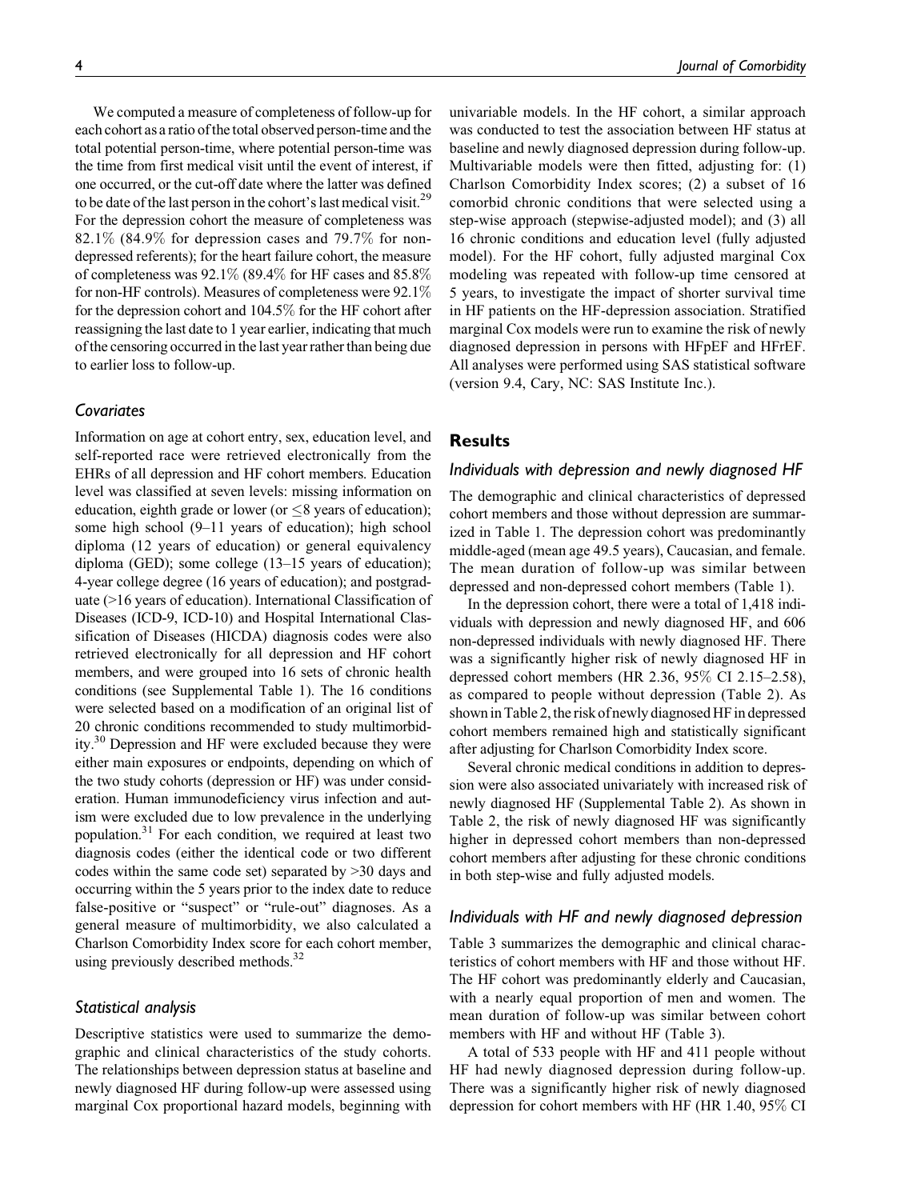We computed a measure of completeness of follow-up for each cohort as a ratio of the total observed person-time and the total potential person-time, where potential person-time was the time from first medical visit until the event of interest, if one occurred, or the cut-off date where the latter was defined to be date of the last person in the cohort's last medical visit.[29] For the depression cohort the measure of completeness was 82.1% (84.9% for depression cases and 79.7% for non-depressed referents); for the heart failure cohort, the measure of completeness was 92.1% (89.4% for HF cases and 85.8% for non-HF controls). Measures of completeness were 92.1% for the depression cohort and 104.5% for the HF cohort after reassigning the last date to 1 year earlier, indicating that much of the censoring occurred in the last year rather than being due to earlier loss to follow-up.

### *Covariates*

Information on age at cohort entry, sex, education level, and self-reported race were retrieved electronically from the EHRs of all depression and HF cohort members. Education level was classified at seven levels: missing information on education, eighth grade or lower (or ≤8 years of education); some high school (9–11 years of education); high school diploma (12 years of education) or general equivalency diploma (GED); some college (13–15 years of education); 4-year college degree (16 years of education); and postgraduate (>16 years of education). International Classification of Diseases (ICD-9, ICD-10) and Hospital International Classification of Diseases (HICDA) diagnosis codes were also retrieved electronically for all depression and HF cohort members, and were grouped into 16 sets of chronic health conditions (see Supplemental Table 1). The 16 conditions were selected based on a modification of an original list of 20 chronic conditions recommended to study multimorbidity.[30] Depression and HF were excluded because they were either main exposures or endpoints, depending on which of the two study cohorts (depression or HF) was under consideration. Human immunodeficiency virus infection and autism were excluded due to low prevalence in the underlying population.[31] For each condition, we required at least two diagnosis codes (either the identical code or two different codes within the same code set) separated by >30 days and occurring within the 5 years prior to the index date to reduce false-positive or "suspect" or "rule-out" diagnoses. As a general measure of multimorbidity, we also calculated a Charlson Comorbidity Index score for each cohort member, using previously described methods.[32]

### *Statistical analysis*

Descriptive statistics were used to summarize the demographic and clinical characteristics of the study cohorts. The relationships between depression status at baseline and newly diagnosed HF during follow-up were assessed using marginal Cox proportional hazard models, beginning with univariable models. In the HF cohort, a similar approach was conducted to test the association between HF status at baseline and newly diagnosed depression during follow-up. Multivariable models were then fitted, adjusting for: (1) Charlson Comorbidity Index scores; (2) a subset of 16 comorbid chronic conditions that were selected using a step-wise approach (stepwise-adjusted model); and (3) all 16 chronic conditions and education level (fully adjusted model). For the HF cohort, fully adjusted marginal Cox modeling was repeated with follow-up time censored at 5 years, to investigate the impact of shorter survival time in HF patients on the HF-depression association. Stratified marginal Cox models were run to examine the risk of newly diagnosed depression in persons with HFpEF and HFrEF. All analyses were performed using SAS statistical software (version 9.4, Cary, NC: SAS Institute Inc.).

## Results

### *Individuals with depression and newly diagnosed HF*

The demographic and clinical characteristics of depressed cohort members and those without depression are summarized in Table 1. The depression cohort was predominantly middle-aged (mean age 49.5 years), Caucasian, and female. The mean duration of follow-up was similar between depressed and non-depressed cohort members (Table 1).

In the depression cohort, there were a total of 1,418 individuals with depression and newly diagnosed HF, and 606 non-depressed individuals with newly diagnosed HF. There was a significantly higher risk of newly diagnosed HF in depressed cohort members (HR 2.36, 95% CI 2.15–2.58), as compared to people without depression (Table 2). As shown in Table 2, the risk of newly diagnosed HF in depressed cohort members remained high and statistically significant after adjusting for Charlson Comorbidity Index score.

Several chronic medical conditions in addition to depression were also associated univariately with increased risk of newly diagnosed HF (Supplemental Table 2). As shown in Table 2, the risk of newly diagnosed HF was significantly higher in depressed cohort members than non-depressed cohort members after adjusting for these chronic conditions in both step-wise and fully adjusted models.

### *Individuals with HF and newly diagnosed depression*

Table 3 summarizes the demographic and clinical characteristics of cohort members with HF and those without HF. The HF cohort was predominantly elderly and Caucasian, with a nearly equal proportion of men and women. The mean duration of follow-up was similar between cohort members with HF and without HF (Table 3).

A total of 533 people with HF and 411 people without HF had newly diagnosed depression during follow-up. There was a significantly higher risk of newly diagnosed depression for cohort members with HF (HR 1.40, 95% CI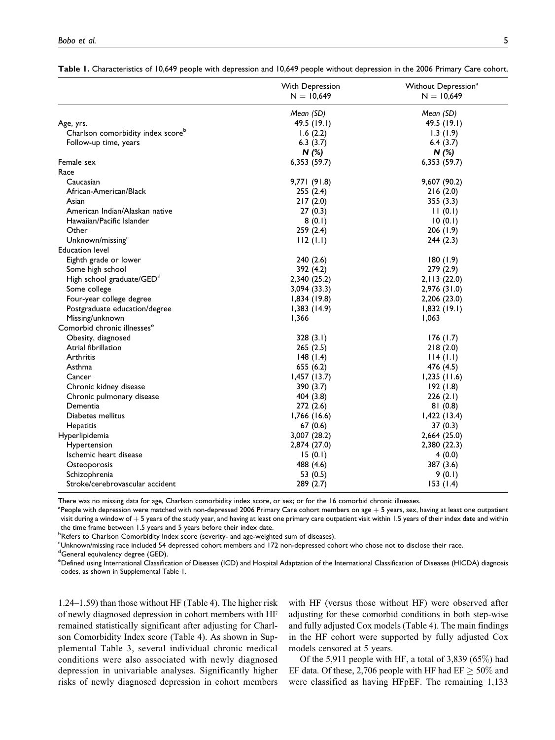**Table 1.** Characteristics of 10,649 people with depression and 10,649 people without depression in the 2006 Primary Care cohort.

| | With Depression N = 10,649 | Without Depression[a] N = 10,649 |
|---|---|---|
| | *Mean (SD)* | *Mean (SD)* |
| Age, yrs. | 49.5 (19.1) | 49.5 (19.1) |
| Charlson comorbidity index score[b] | 1.6 (2.2) | 1.3 (1.9) |
| Follow-up time, years | 6.3 (3.7) | 6.4 (3.7) |
| | ***N (%)*** | ***N (%)*** |
| Female sex | 6,353 (59.7) | 6,353 (59.7) |
| Race | | |
| Caucasian | 9,771 (91.8) | 9,607 (90.2) |
| African-American/Black | 255 (2.4) | 216 (2.0) |
| Asian | 217 (2.0) | 355 (3.3) |
| American Indian/Alaskan native | 27 (0.3) | 11 (0.1) |
| Hawaiian/Pacific Islander | 8 (0.1) | 10 (0.1) |
| Other | 259 (2.4) | 206 (1.9) |
| Unknown/missing[c] | 112 (1.1) | 244 (2.3) |
| Education level | | |
| Eighth grade or lower | 240 (2.6) | 180 (1.9) |
| Some high school | 392 (4.2) | 279 (2.9) |
| High school graduate/GED[d] | 2,340 (25.2) | 2,113 (22.0) |
| Some college | 3,094 (33.3) | 2,976 (31.0) |
| Four-year college degree | 1,834 (19.8) | 2,206 (23.0) |
| Postgraduate education/degree | 1,383 (14.9) | 1,832 (19.1) |
| Missing/unknown | 1,366 | 1,063 |
| Comorbid chronic illnesses[e] | | |
| Obesity, diagnosed | 328 (3.1) | 176 (1.7) |
| Atrial fibrillation | 265 (2.5) | 218 (2.0) |
| Arthritis | 148 (1.4) | 114 (1.1) |
| Asthma | 655 (6.2) | 476 (4.5) |
| Cancer | 1,457 (13.7) | 1,235 (11.6) |
| Chronic kidney disease | 390 (3.7) | 192 (1.8) |
| Chronic pulmonary disease | 404 (3.8) | 226 (2.1) |
| Dementia | 272 (2.6) | 81 (0.8) |
| Diabetes mellitus | 1,766 (16.6) | 1,422 (13.4) |
| Hepatitis | 67 (0.6) | 37 (0.3) |
| Hyperlipidemia | 3,007 (28.2) | 2,664 (25.0) |
| Hypertension | 2,874 (27.0) | 2,380 (22.3) |
| Ischemic heart disease | 15 (0.1) | 4 (0.0) |
| Osteoporosis | 488 (4.6) | 387 (3.6) |
| Schizophrenia | 53 (0.5) | 9 (0.1) |
| Stroke/cerebrovascular accident | 289 (2.7) | 153 (1.4) |

There was no missing data for age, Charlson comorbidity index score, or sex; or for the 16 comorbid chronic illnesses.

[a] People with depression were matched with non-depressed 2006 Primary Care cohort members on age + 5 years, sex, having at least one outpatient visit during a window of + 5 years of the study year, and having at least one primary care outpatient visit within 1.5 years of their index date and within the time frame between 1.5 years and 5 years before their index date.

[b] Refers to Charlson Comorbidity Index score (severity- and age-weighted sum of diseases).

[c] Unknown/missing race included 54 depressed cohort members and 172 non-depressed cohort who chose not to disclose their race.

[d] General equivalency degree (GED).

[e] Defined using International Classification of Diseases (ICD) and Hospital Adaptation of the International Classification of Diseases (HICDA) diagnosis codes, as shown in Supplemental Table 1.

1.24–1.59) than those without HF (Table 4). The higher risk of newly diagnosed depression in cohort members with HF remained statistically significant after adjusting for Charlson Comorbidity Index score (Table 4). As shown in Supplemental Table 3, several individual chronic medical conditions were also associated with newly diagnosed depression in univariable analyses. Significantly higher risks of newly diagnosed depression in cohort members with HF (versus those without HF) were observed after adjusting for these comorbid conditions in both step-wise and fully adjusted Cox models (Table 4). The main findings in the HF cohort were supported by fully adjusted Cox models censored at 5 years.

Of the 5,911 people with HF, a total of 3,839 (65%) had EF data. Of these, 2,706 people with HF had EF $\geq$ 50% and were classified as having HFpEF. The remaining 1,133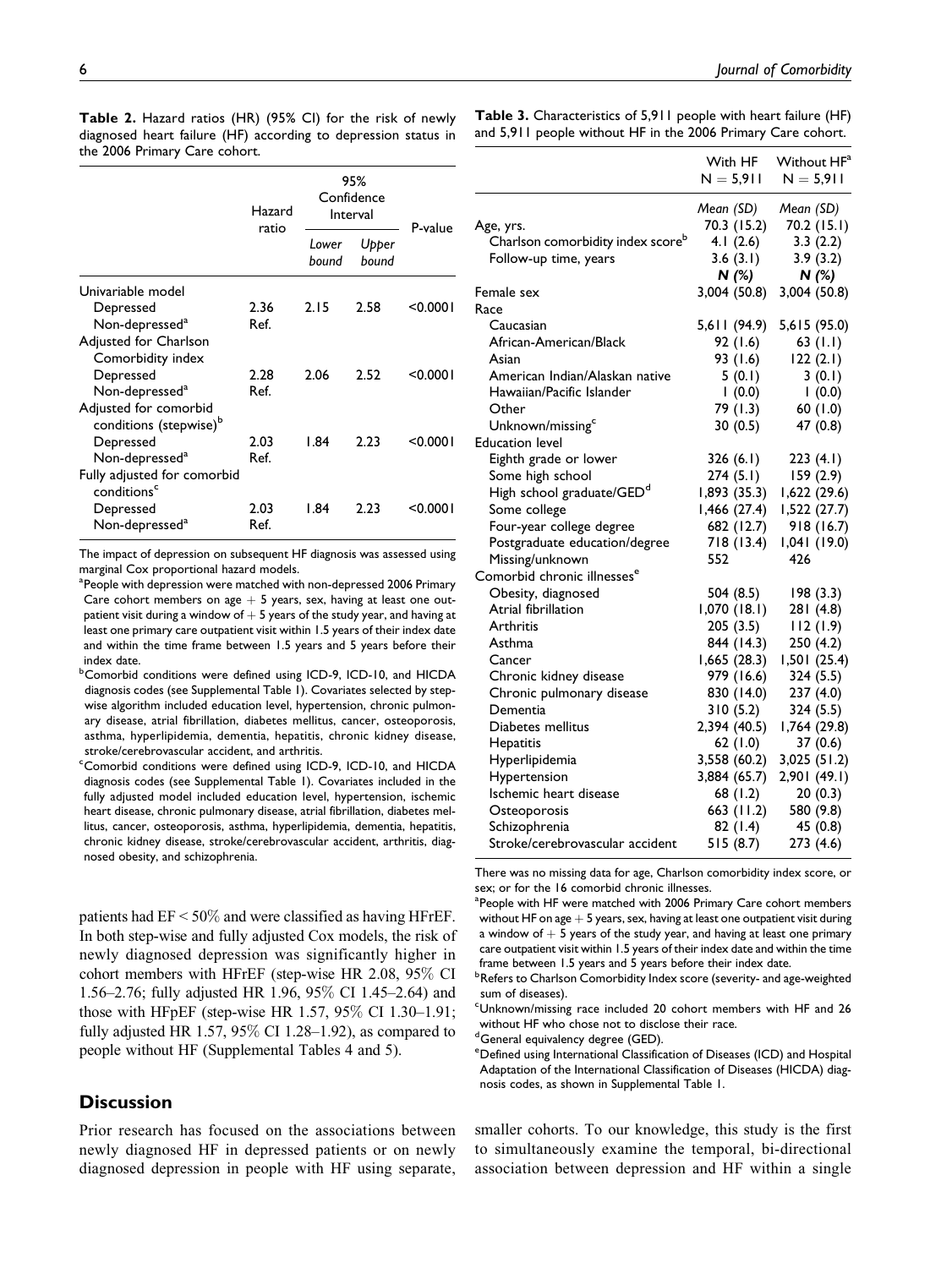**Table 2.** Hazard ratios (HR) (95% CI) for the risk of newly diagnosed heart failure (HF) according to depression status in the 2006 Primary Care cohort.

| | Hazard ratio | 95% Confidence Interval | | P-value |
|---|---|---|---|---|
| | | Lower bound | Upper bound | |
| Univariable model | | | | |
| Depressed | 2.36 | 2.15 | 2.58 | <0.0001 |
| Non-depressed[a] | Ref. | | | |
| Adjusted for Charlson Comorbidity index | | | | |
| Depressed | 2.28 | 2.06 | 2.52 | <0.0001 |
| Non-depressed[a] | Ref. | | | |
| Adjusted for comorbid conditions (stepwise)[b] | | | | |
| Depressed | 2.03 | 1.84 | 2.23 | <0.0001 |
| Non-depressed[a] | Ref. | | | |
| Fully adjusted for comorbid conditions[c] | | | | |
| Depressed | 2.03 | 1.84 | 2.23 | <0.0001 |
| Non-depressed[a] | Ref. | | | |

The impact of depression on subsequent HF diagnosis was assessed using marginal Cox proportional hazard models.

[a]People with depression were matched with non-depressed 2006 Primary Care cohort members on age + 5 years, sex, having at least one outpatient visit during a window of + 5 years of the study year, and having at least one primary care outpatient visit within 1.5 years of their index date and within the time frame between 1.5 years and 5 years before their index date.

[b]Comorbid conditions were defined using ICD-9, ICD-10, and HICDA diagnosis codes (see Supplemental Table 1). Covariates selected by stepwise algorithm included education level, hypertension, chronic pulmonary disease, atrial fibrillation, diabetes mellitus, cancer, osteoporosis, asthma, hyperlipidemia, dementia, hepatitis, chronic kidney disease, stroke/cerebrovascular accident, and arthritis.

[c]Comorbid conditions were defined using ICD-9, ICD-10, and HICDA diagnosis codes (see Supplemental Table 1). Covariates included in the fully adjusted model included education level, hypertension, ischemic heart disease, chronic pulmonary disease, atrial fibrillation, diabetes mellitus, cancer, osteoporosis, asthma, hyperlipidemia, dementia, hepatitis, chronic kidney disease, stroke/cerebrovascular accident, arthritis, diagnosed obesity, and schizophrenia.

patients had EF < 50% and were classified as having HFrEF. In both step-wise and fully adjusted Cox models, the risk of newly diagnosed depression was significantly higher in cohort members with HFrEF (step-wise HR 2.08, 95% CI 1.56–2.76; fully adjusted HR 1.96, 95% CI 1.45–2.64) and those with HFpEF (step-wise HR 1.57, 95% CI 1.30–1.91; fully adjusted HR 1.57, 95% CI 1.28–1.92), as compared to people without HF (Supplemental Tables 4 and 5).

**Table 3.** Characteristics of 5,911 people with heart failure (HF) and 5,911 people without HF in the 2006 Primary Care cohort.

| | With HF N = 5,911 | Without HF[a] N = 5,911 |
|---|---|---|
| | *Mean (SD)* | *Mean (SD)* |
| Age, yrs. | 70.3 (15.2) | 70.2 (15.1) |
| Charlson comorbidity index score[b] | 4.1 (2.6) | 3.3 (2.2) |
| Follow-up time, years | 3.6 (3.1) | 3.9 (3.2) |
| | ***N (%)*** | ***N (%)*** |
| Female sex | 3,004 (50.8) | 3,004 (50.8) |
| Race | | |
| Caucasian | 5,611 (94.9) | 5,615 (95.0) |
| African-American/Black | 92 (1.6) | 63 (1.1) |
| Asian | 93 (1.6) | 122 (2.1) |
| American Indian/Alaskan native | 5 (0.1) | 3 (0.1) |
| Hawaiian/Pacific Islander | 1 (0.0) | 1 (0.0) |
| Other | 79 (1.3) | 60 (1.0) |
| Unknown/missing[c] | 30 (0.5) | 47 (0.8) |
| Education level | | |
| Eighth grade or lower | 326 (6.1) | 223 (4.1) |
| Some high school | 274 (5.1) | 159 (2.9) |
| High school graduate/GED[d] | 1,893 (35.3) | 1,622 (29.6) |
| Some college | 1,466 (27.4) | 1,522 (27.7) |
| Four-year college degree | 682 (12.7) | 918 (16.7) |
| Postgraduate education/degree | 718 (13.4) | 1,041 (19.0) |
| Missing/unknown | 552 | 426 |
| Comorbid chronic illnesses[e] | | |
| Obesity, diagnosed | 504 (8.5) | 198 (3.3) |
| Atrial fibrillation | 1,070 (18.1) | 281 (4.8) |
| Arthritis | 205 (3.5) | 112 (1.9) |
| Asthma | 844 (14.3) | 250 (4.2) |
| Cancer | 1,665 (28.3) | 1,501 (25.4) |
| Chronic kidney disease | 979 (16.6) | 324 (5.5) |
| Chronic pulmonary disease | 830 (14.0) | 237 (4.0) |
| Dementia | 310 (5.2) | 324 (5.5) |
| Diabetes mellitus | 2,394 (40.5) | 1,764 (29.8) |
| Hepatitis | 62 (1.0) | 37 (0.6) |
| Hyperlipidemia | 3,558 (60.2) | 3,025 (51.2) |
| Hypertension | 3,884 (65.7) | 2,901 (49.1) |
| Ischemic heart disease | 68 (1.2) | 20 (0.3) |
| Osteoporosis | 663 (11.2) | 580 (9.8) |
| Schizophrenia | 82 (1.4) | 45 (0.8) |
| Stroke/cerebrovascular accident | 515 (8.7) | 273 (4.6) |

There was no missing data for age, Charlson comorbidity index score, or sex; or for the 16 comorbid chronic illnesses.

[a]People with HF were matched with 2006 Primary Care cohort members without HF on age + 5 years, sex, having at least one outpatient visit during a window of + 5 years of the study year, and having at least one primary care outpatient visit within 1.5 years of their index date and within the time frame between 1.5 years and 5 years before their index date.

[b]Refers to Charlson Comorbidity Index score (severity- and age-weighted sum of diseases).

[c]Unknown/missing race included 20 cohort members with HF and 26 without HF who chose not to disclose their race.

[d]General equivalency degree (GED).

[e]Defined using International Classification of Diseases (ICD) and Hospital Adaptation of the International Classification of Diseases (HICDA) diagnosis codes, as shown in Supplemental Table 1.

## Discussion

Prior research has focused on the associations between newly diagnosed HF in depressed patients or on newly diagnosed depression in people with HF using separate, smaller cohorts. To our knowledge, this study is the first to simultaneously examine the temporal, bi-directional association between depression and HF within a single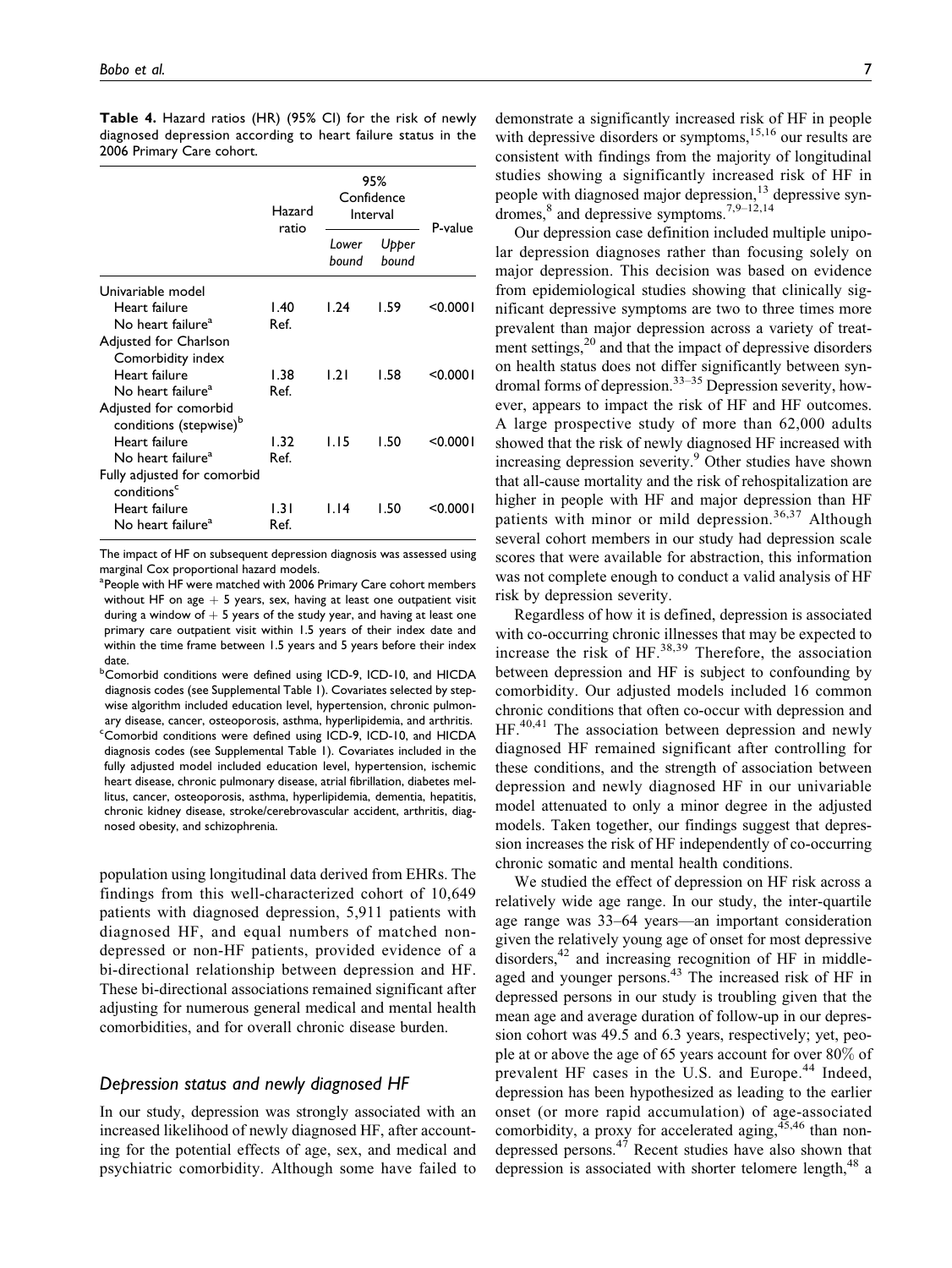**Table 4.** Hazard ratios (HR) (95% CI) for the risk of newly diagnosed depression according to heart failure status in the 2006 Primary Care cohort.

| | Hazard ratio | 95% Confidence Interval | | P-value |
|---|---|---|---|---|
| | | Lower bound | Upper bound | |
| Univariable model | | | | |
| Heart failure | 1.40 | 1.24 | 1.59 | <0.0001 |
| No heart failure[a] | Ref. | | | |
| Adjusted for Charlson Comorbidity index | | | | |
| Heart failure | 1.38 | 1.21 | 1.58 | <0.0001 |
| No heart failure[a] | Ref. | | | |
| Adjusted for comorbid conditions (stepwise)[b] | | | | |
| Heart failure | 1.32 | 1.15 | 1.50 | <0.0001 |
| No heart failure[a] | Ref. | | | |
| Fully adjusted for comorbid conditions[c] | | | | |
| Heart failure | 1.31 | 1.14 | 1.50 | <0.0001 |
| No heart failure[a] | Ref. | | | |

The impact of HF on subsequent depression diagnosis was assessed using marginal Cox proportional hazard models.

[a]People with HF were matched with 2006 Primary Care cohort members without HF on age + 5 years, sex, having at least one outpatient visit during a window of + 5 years of the study year, and having at least one primary care outpatient visit within 1.5 years of their index date and within the time frame between 1.5 years and 5 years before their index date.

[b]Comorbid conditions were defined using ICD-9, ICD-10, and HICDA diagnosis codes (see Supplemental Table 1). Covariates selected by stepwise algorithm included education level, hypertension, chronic pulmonary disease, cancer, osteoporosis, asthma, hyperlipidemia, and arthritis.

[c]Comorbid conditions were defined using ICD-9, ICD-10, and HICDA diagnosis codes (see Supplemental Table 1). Covariates included in the fully adjusted model included education level, hypertension, ischemic heart disease, chronic pulmonary disease, atrial fibrillation, diabetes mellitus, cancer, osteoporosis, asthma, hyperlipidemia, dementia, hepatitis, chronic kidney disease, stroke/cerebrovascular accident, arthritis, diagnosed obesity, and schizophrenia.

population using longitudinal data derived from EHRs. The findings from this well-characterized cohort of 10,649 patients with diagnosed depression, 5,911 patients with diagnosed HF, and equal numbers of matched non-depressed or non-HF patients, provided evidence of a bi-directional relationship between depression and HF. These bi-directional associations remained significant after adjusting for numerous general medical and mental health comorbidities, and for overall chronic disease burden.

### *Depression status and newly diagnosed HF*

In our study, depression was strongly associated with an increased likelihood of newly diagnosed HF, after accounting for the potential effects of age, sex, and medical and psychiatric comorbidity. Although some have failed to demonstrate a significantly increased risk of HF in people with depressive disorders or symptoms,[15,16] our results are consistent with findings from the majority of longitudinal studies showing a significantly increased risk of HF in people with diagnosed major depression,[13] depressive syndromes,[8] and depressive symptoms.[7,9–12,14]

Our depression case definition included multiple unipolar depression diagnoses rather than focusing solely on major depression. This decision was based on evidence from epidemiological studies showing that clinically significant depressive symptoms are two to three times more prevalent than major depression across a variety of treatment settings,[20] and that the impact of depressive disorders on health status does not differ significantly between syndromal forms of depression.[33–35] Depression severity, however, appears to impact the risk of HF and HF outcomes. A large prospective study of more than 62,000 adults showed that the risk of newly diagnosed HF increased with increasing depression severity.[9] Other studies have shown that all-cause mortality and the risk of rehospitalization are higher in people with HF and major depression than HF patients with minor or mild depression.[36,37] Although several cohort members in our study had depression scale scores that were available for abstraction, this information was not complete enough to conduct a valid analysis of HF risk by depression severity.

Regardless of how it is defined, depression is associated with co-occurring chronic illnesses that may be expected to increase the risk of HF.[38,39] Therefore, the association between depression and HF is subject to confounding by comorbidity. Our adjusted models included 16 common chronic conditions that often co-occur with depression and HF.[40,41] The association between depression and newly diagnosed HF remained significant after controlling for these conditions, and the strength of association between depression and newly diagnosed HF in our univariable model attenuated to only a minor degree in the adjusted models. Taken together, our findings suggest that depression increases the risk of HF independently of co-occurring chronic somatic and mental health conditions.

We studied the effect of depression on HF risk across a relatively wide age range. In our study, the inter-quartile age range was 33–64 years—an important consideration given the relatively young age of onset for most depressive disorders,[42] and increasing recognition of HF in middle-aged and younger persons.[43] The increased risk of HF in depressed persons in our study is troubling given that the mean age and average duration of follow-up in our depression cohort was 49.5 and 6.3 years, respectively; yet, people at or above the age of 65 years account for over 80% of prevalent HF cases in the U.S. and Europe.[44] Indeed, depression has been hypothesized as leading to the earlier onset (or more rapid accumulation) of age-associated comorbidity, a proxy for accelerated aging,[45,46] than non-depressed persons.[47] Recent studies have also shown that depression is associated with shorter telomere length,[48] a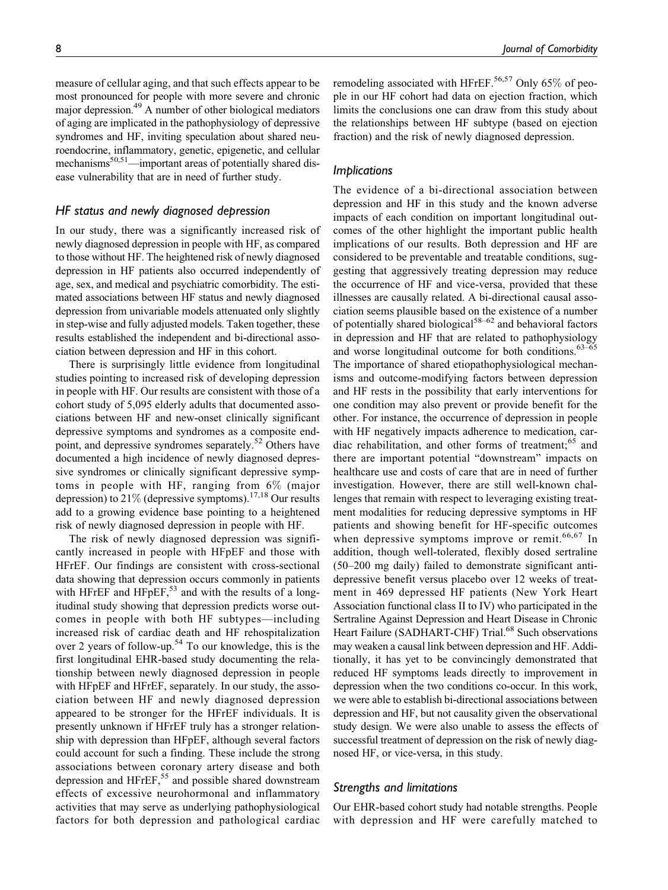measure of cellular aging, and that such effects appear to be most pronounced for people with more severe and chronic major depression.[49] A number of other biological mediators of aging are implicated in the pathophysiology of depressive syndromes and HF, inviting speculation about shared neuroendocrine, inflammatory, genetic, epigenetic, and cellular mechanisms[50,51]—important areas of potentially shared disease vulnerability that are in need of further study.

### HF status and newly diagnosed depression

In our study, there was a significantly increased risk of newly diagnosed depression in people with HF, as compared to those without HF. The heightened risk of newly diagnosed depression in HF patients also occurred independently of age, sex, and medical and psychiatric comorbidity. The estimated associations between HF status and newly diagnosed depression from univariable models attenuated only slightly in step-wise and fully adjusted models. Taken together, these results established the independent and bi-directional association between depression and HF in this cohort.

There is surprisingly little evidence from longitudinal studies pointing to increased risk of developing depression in people with HF. Our results are consistent with those of a cohort study of 5,095 elderly adults that documented associations between HF and new-onset clinically significant depressive symptoms and syndromes as a composite endpoint, and depressive syndromes separately.[52] Others have documented a high incidence of newly diagnosed depressive syndromes or clinically significant depressive symptoms in people with HF, ranging from 6% (major depression) to 21% (depressive symptoms).[17,18] Our results add to a growing evidence base pointing to a heightened risk of newly diagnosed depression in people with HF.

The risk of newly diagnosed depression was significantly increased in people with HFpEF and those with HFrEF. Our findings are consistent with cross-sectional data showing that depression occurs commonly in patients with HFrEF and HFpEF,[53] and with the results of a longitudinal study showing that depression predicts worse outcomes in people with both HF subtypes—including increased risk of cardiac death and HF rehospitalization over 2 years of follow-up.[54] To our knowledge, this is the first longitudinal EHR-based study documenting the relationship between newly diagnosed depression in people with HFpEF and HFrEF, separately. In our study, the association between HF and newly diagnosed depression appeared to be stronger for the HFrEF individuals. It is presently unknown if HFrEF truly has a stronger relationship with depression than HFpEF, although several factors could account for such a finding. These include the strong associations between coronary artery disease and both depression and HFrEF,[55] and possible shared downstream effects of excessive neurohormonal and inflammatory activities that may serve as underlying pathophysiological factors for both depression and pathological cardiac remodeling associated with HFrEF.[56,57] Only 65% of people in our HF cohort had data on ejection fraction, which limits the conclusions one can draw from this study about the relationships between HF subtype (based on ejection fraction) and the risk of newly diagnosed depression.

### Implications

The evidence of a bi-directional association between depression and HF in this study and the known adverse impacts of each condition on important longitudinal outcomes of the other highlight the important public health implications of our results. Both depression and HF are considered to be preventable and treatable conditions, suggesting that aggressively treating depression may reduce the occurrence of HF and vice-versa, provided that these illnesses are causally related. A bi-directional causal association seems plausible based on the existence of a number of potentially shared biological[58–62] and behavioral factors in depression and HF that are related to pathophysiology and worse longitudinal outcome for both conditions.[63–65] The importance of shared etiopathophysiological mechanisms and outcome-modifying factors between depression and HF rests in the possibility that early interventions for one condition may also prevent or provide benefit for the other. For instance, the occurrence of depression in people with HF negatively impacts adherence to medication, cardiac rehabilitation, and other forms of treatment;[65] and there are important potential "downstream" impacts on healthcare use and costs of care that are in need of further investigation. However, there are still well-known challenges that remain with respect to leveraging existing treatment modalities for reducing depressive symptoms in HF patients and showing benefit for HF-specific outcomes when depressive symptoms improve or remit.[66,67] In addition, though well-tolerated, flexibly dosed sertraline (50–200 mg daily) failed to demonstrate significant antidepressive benefit versus placebo over 12 weeks of treatment in 469 depressed HF patients (New York Heart Association functional class II to IV) who participated in the Sertraline Against Depression and Heart Disease in Chronic Heart Failure (SADHART-CHF) Trial.[68] Such observations may weaken a causal link between depression and HF. Additionally, it has yet to be convincingly demonstrated that reduced HF symptoms leads directly to improvement in depression when the two conditions co-occur. In this work, we were able to establish bi-directional associations between depression and HF, but not causality given the observational study design. We were also unable to assess the effects of successful treatment of depression on the risk of newly diagnosed HF, or vice-versa, in this study.

### Strengths and limitations

Our EHR-based cohort study had notable strengths. People with depression and HF were carefully matched to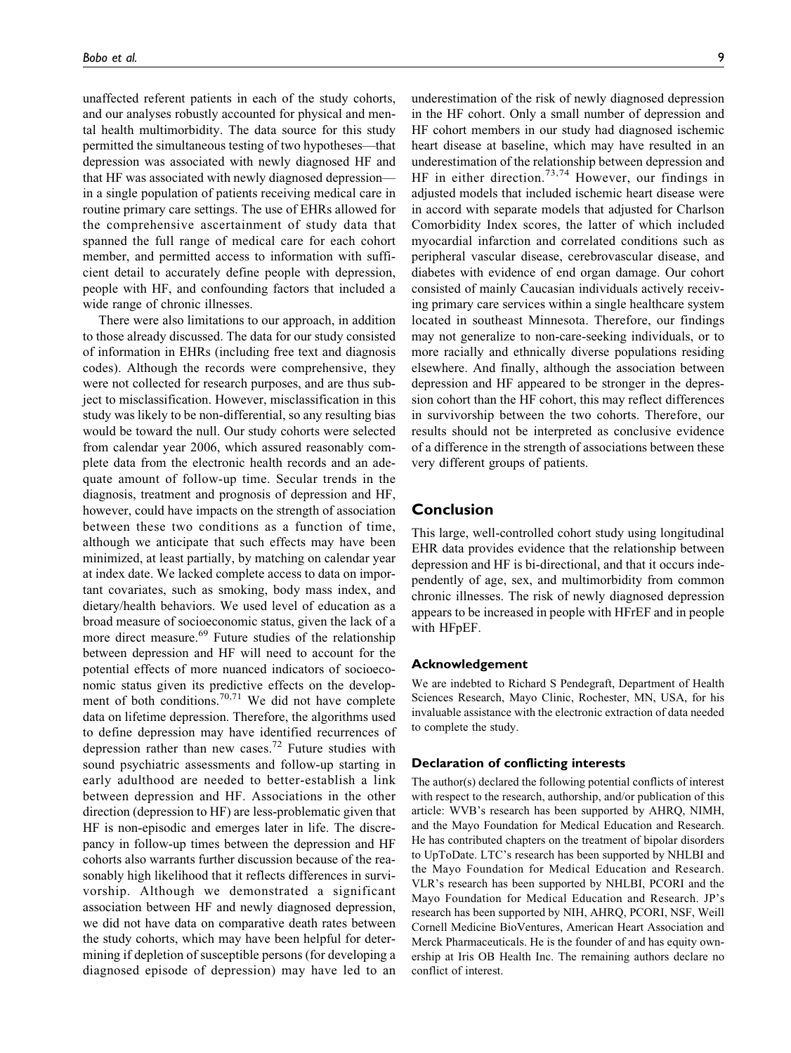unaffected referent patients in each of the study cohorts, and our analyses robustly accounted for physical and mental health multimorbidity. The data source for this study permitted the simultaneous testing of two hypotheses—that depression was associated with newly diagnosed HF and that HF was associated with newly diagnosed depression—in a single population of patients receiving medical care in routine primary care settings. The use of EHRs allowed for the comprehensive ascertainment of study data that spanned the full range of medical care for each cohort member, and permitted access to information with sufficient detail to accurately define people with depression, people with HF, and confounding factors that included a wide range of chronic illnesses.

There were also limitations to our approach, in addition to those already discussed. The data for our study consisted of information in EHRs (including free text and diagnosis codes). Although the records were comprehensive, they were not collected for research purposes, and are thus subject to misclassification. However, misclassification in this study was likely to be non-differential, so any resulting bias would be toward the null. Our study cohorts were selected from calendar year 2006, which assured reasonably complete data from the electronic health records and an adequate amount of follow-up time. Secular trends in the diagnosis, treatment and prognosis of depression and HF, however, could have impacts on the strength of association between these two conditions as a function of time, although we anticipate that such effects may have been minimized, at least partially, by matching on calendar year at index date. We lacked complete access to data on important covariates, such as smoking, body mass index, and dietary/health behaviors. We used level of education as a broad measure of socioeconomic status, given the lack of a more direct measure.[69] Future studies of the relationship between depression and HF will need to account for the potential effects of more nuanced indicators of socioeconomic status given its predictive effects on the development of both conditions.[70,71] We did not have complete data on lifetime depression. Therefore, the algorithms used to define depression may have identified recurrences of depression rather than new cases.[72] Future studies with sound psychiatric assessments and follow-up starting in early adulthood are needed to better-establish a link between depression and HF. Associations in the other direction (depression to HF) are less-problematic given that HF is non-episodic and emerges later in life. The discrepancy in follow-up times between the depression and HF cohorts also warrants further discussion because of the reasonably high likelihood that it reflects differences in survivorship. Although we demonstrated a significant association between HF and newly diagnosed depression, we did not have data on comparative death rates between the study cohorts, which may have been helpful for determining if depletion of susceptible persons (for developing a diagnosed episode of depression) may have led to an underestimation of the risk of newly diagnosed depression in the HF cohort. Only a small number of depression and HF cohort members in our study had diagnosed ischemic heart disease at baseline, which may have resulted in an underestimation of the relationship between depression and HF in either direction.[73,74] However, our findings in adjusted models that included ischemic heart disease were in accord with separate models that adjusted for Charlson Comorbidity Index scores, the latter of which included myocardial infarction and correlated conditions such as peripheral vascular disease, cerebrovascular disease, and diabetes with evidence of end organ damage. Our cohort consisted of mainly Caucasian individuals actively receiving primary care services within a single healthcare system located in southeast Minnesota. Therefore, our findings may not generalize to non-care-seeking individuals, or to more racially and ethnically diverse populations residing elsewhere. And finally, although the association between depression and HF appeared to be stronger in the depression cohort than the HF cohort, this may reflect differences in survivorship between the two cohorts. Therefore, our results should not be interpreted as conclusive evidence of a difference in the strength of associations between these very different groups of patients.

## Conclusion

This large, well-controlled cohort study using longitudinal EHR data provides evidence that the relationship between depression and HF is bi-directional, and that it occurs independently of age, sex, and multimorbidity from common chronic illnesses. The risk of newly diagnosed depression appears to be increased in people with HFrEF and in people with HFpEF.

### Acknowledgement

We are indebted to Richard S Pendegraft, Department of Health Sciences Research, Mayo Clinic, Rochester, MN, USA, for his invaluable assistance with the electronic extraction of data needed to complete the study.

### Declaration of conflicting interests

The author(s) declared the following potential conflicts of interest with respect to the research, authorship, and/or publication of this article: WVB's research has been supported by AHRQ, NIMH, and the Mayo Foundation for Medical Education and Research. He has contributed chapters on the treatment of bipolar disorders to UpToDate. LTC's research has been supported by NHLBI and the Mayo Foundation for Medical Education and Research. VLR's research has been supported by NHLBI, PCORI and the Mayo Foundation for Medical Education and Research. JP's research has been supported by NIH, AHRQ, PCORI, NSF, Weill Cornell Medicine BioVentures, American Heart Association and Merck Pharmaceuticals. He is the founder of and has equity ownership at Iris OB Health Inc. The remaining authors declare no conflict of interest.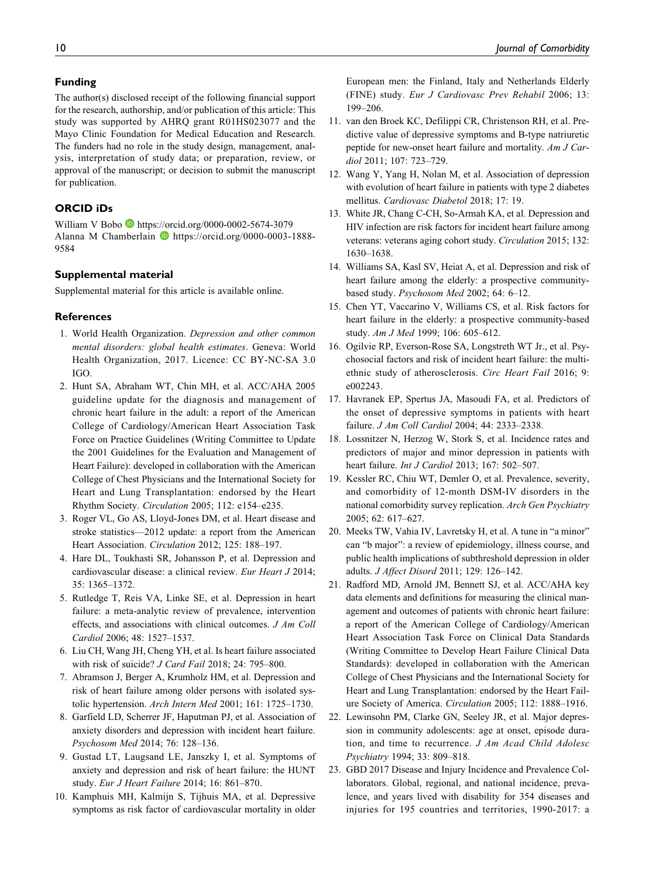## Funding

The author(s) disclosed receipt of the following financial support for the research, authorship, and/or publication of this article: This study was supported by AHRQ grant R01HS023077 and the Mayo Clinic Foundation for Medical Education and Research. The funders had no role in the study design, management, analysis, interpretation of study data; or preparation, review, or approval of the manuscript; or decision to submit the manuscript for publication.

## ORCID iDs

William V Bobo https://orcid.org/0000-0002-5674-3079
Alanna M Chamberlain https://orcid.org/0000-0003-1888-9584

## Supplemental material

Supplemental material for this article is available online.

## References

1. World Health Organization. *Depression and other common mental disorders: global health estimates*. Geneva: World Health Organization, 2017. Licence: CC BY-NC-SA 3.0 IGO.
2. Hunt SA, Abraham WT, Chin MH, et al. ACC/AHA 2005 guideline update for the diagnosis and management of chronic heart failure in the adult: a report of the American College of Cardiology/American Heart Association Task Force on Practice Guidelines (Writing Committee to Update the 2001 Guidelines for the Evaluation and Management of Heart Failure): developed in collaboration with the American College of Chest Physicians and the International Society for Heart and Lung Transplantation: endorsed by the Heart Rhythm Society. *Circulation* 2005; 112: e154–e235.
3. Roger VL, Go AS, Lloyd-Jones DM, et al. Heart disease and stroke statistics—2012 update: a report from the American Heart Association. *Circulation* 2012; 125: 188–197.
4. Hare DL, Toukhasti SR, Johansson P, et al. Depression and cardiovascular disease: a clinical review. *Eur Heart J* 2014; 35: 1365–1372.
5. Rutledge T, Reis VA, Linke SE, et al. Depression in heart failure: a meta-analytic review of prevalence, intervention effects, and associations with clinical outcomes. *J Am Coll Cardiol* 2006; 48: 1527–1537.
6. Liu CH, Wang JH, Cheng YH, et al. Is heart failure associated with risk of suicide? *J Card Fail* 2018; 24: 795–800.
7. Abramson J, Berger A, Krumholz HM, et al. Depression and risk of heart failure among older persons with isolated systolic hypertension. *Arch Intern Med* 2001; 161: 1725–1730.
8. Garfield LD, Scherrer JF, Haputman PJ, et al. Association of anxiety disorders and depression with incident heart failure. *Psychosom Med* 2014; 76: 128–136.
9. Gustad LT, Laugsand LE, Janszky I, et al. Symptoms of anxiety and depression and risk of heart failure: the HUNT study. *Eur J Heart Failure* 2014; 16: 861–870.
10. Kamphuis MH, Kalmijn S, Tijhuis MA, et al. Depressive symptoms as risk factor of cardiovascular mortality in older European men: the Finland, Italy and Netherlands Elderly (FINE) study. *Eur J Cardiovasc Prev Rehabil* 2006; 13: 199–206.
11. van den Broek KC, Defilippi CR, Christenson RH, et al. Predictive value of depressive symptoms and B-type natriuretic peptide for new-onset heart failure and mortality. *Am J Cardiol* 2011; 107: 723–729.
12. Wang Y, Yang H, Nolan M, et al. Association of depression with evolution of heart failure in patients with type 2 diabetes mellitus. *Cardiovasc Diabetol* 2018; 17: 19.
13. White JR, Chang C-CH, So-Armah KA, et al. Depression and HIV infection are risk factors for incident heart failure among veterans: veterans aging cohort study. *Circulation* 2015; 132: 1630–1638.
14. Williams SA, Kasl SV, Heiat A, et al. Depression and risk of heart failure among the elderly: a prospective community-based study. *Psychosom Med* 2002; 64: 6–12.
15. Chen YT, Vaccarino V, Williams CS, et al. Risk factors for heart failure in the elderly: a prospective community-based study. *Am J Med* 1999; 106: 605–612.
16. Ogilvie RP, Everson-Rose SA, Longstreth WT Jr., et al. Psychosocial factors and risk of incident heart failure: the multi-ethnic study of atherosclerosis. *Circ Heart Fail* 2016; 9: e002243.
17. Havranek EP, Spertus JA, Masoudi FA, et al. Predictors of the onset of depressive symptoms in patients with heart failure. *J Am Coll Cardiol* 2004; 44: 2333–2338.
18. Lossnitzer N, Herzog W, Stork S, et al. Incidence rates and predictors of major and minor depression in patients with heart failure. *Int J Cardiol* 2013; 167: 502–507.
19. Kessler RC, Chiu WT, Demler O, et al. Prevalence, severity, and comorbidity of 12-month DSM-IV disorders in the national comorbidity survey replication. *Arch Gen Psychiatry* 2005; 62: 617–627.
20. Meeks TW, Vahia IV, Lavretsky H, et al. A tune in "a minor" can "b major": a review of epidemiology, illness course, and public health implications of subthreshold depression in older adults. *J Affect Disord* 2011; 129: 126–142.
21. Radford MD, Arnold JM, Bennett SJ, et al. ACC/AHA key data elements and definitions for measuring the clinical management and outcomes of patients with chronic heart failure: a report of the American College of Cardiology/American Heart Association Task Force on Clinical Data Standards (Writing Committee to Develop Heart Failure Clinical Data Standards): developed in collaboration with the American College of Chest Physicians and the International Society for Heart and Lung Transplantation: endorsed by the Heart Failure Society of America. *Circulation* 2005; 112: 1888–1916.
22. Lewinsohn PM, Clarke GN, Seeley JR, et al. Major depression in community adolescents: age at onset, episode duration, and time to recurrence. *J Am Acad Child Adolesc Psychiatry* 1994; 33: 809–818.
23. GBD 2017 Disease and Injury Incidence and Prevalence Collaborators. Global, regional, and national incidence, prevalence, and years lived with disability for 354 diseases and injuries for 195 countries and territories, 1990-2017: a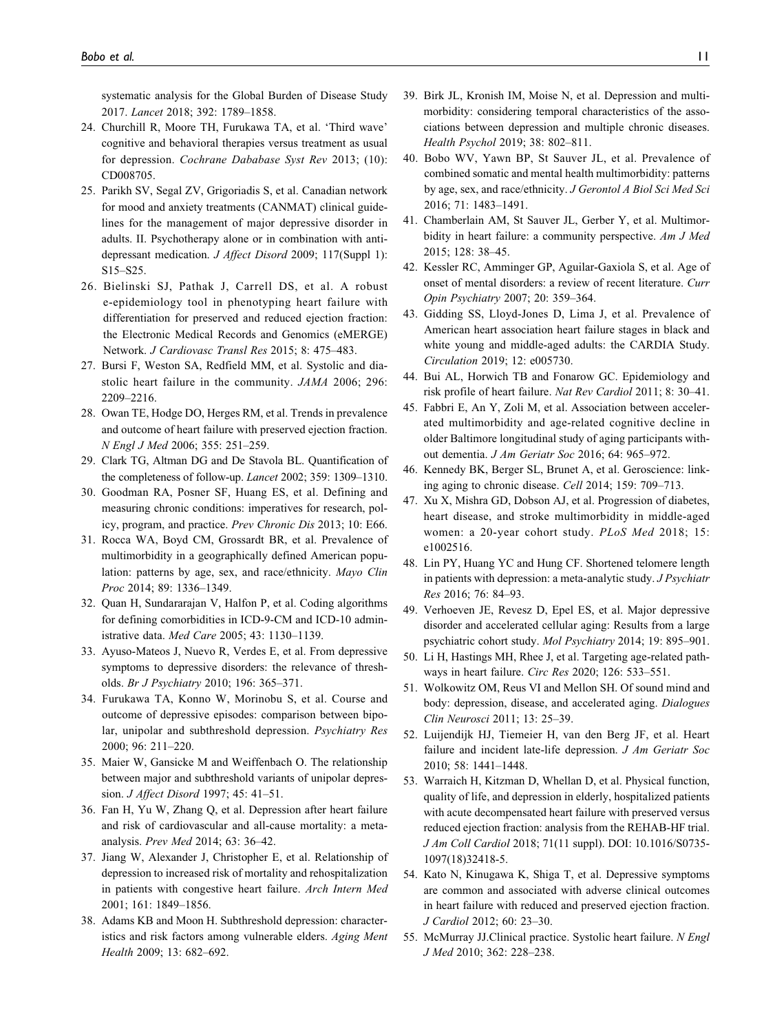systematic analysis for the Global Burden of Disease Study 2017. *Lancet* 2018; 392: 1789–1858.

24. Churchill R, Moore TH, Furukawa TA, et al. 'Third wave' cognitive and behavioral therapies versus treatment as usual for depression. *Cochrane Dababase Syst Rev* 2013; (10): CD008705.
25. Parikh SV, Segal ZV, Grigoriadis S, et al. Canadian network for mood and anxiety treatments (CANMAT) clinical guidelines for the management of major depressive disorder in adults. II. Psychotherapy alone or in combination with antidepressant medication. *J Affect Disord* 2009; 117(Suppl 1): S15–S25.
26. Bielinski SJ, Pathak J, Carrell DS, et al. A robust e-epidemiology tool in phenotyping heart failure with differentiation for preserved and reduced ejection fraction: the Electronic Medical Records and Genomics (eMERGE) Network. *J Cardiovasc Transl Res* 2015; 8: 475–483.
27. Bursi F, Weston SA, Redfield MM, et al. Systolic and diastolic heart failure in the community. *JAMA* 2006; 296: 2209–2216.
28. Owan TE, Hodge DO, Herges RM, et al. Trends in prevalence and outcome of heart failure with preserved ejection fraction. *N Engl J Med* 2006; 355: 251–259.
29. Clark TG, Altman DG and De Stavola BL. Quantification of the completeness of follow-up. *Lancet* 2002; 359: 1309–1310.
30. Goodman RA, Posner SF, Huang ES, et al. Defining and measuring chronic conditions: imperatives for research, policy, program, and practice. *Prev Chronic Dis* 2013; 10: E66.
31. Rocca WA, Boyd CM, Grossardt BR, et al. Prevalence of multimorbidity in a geographically defined American population: patterns by age, sex, and race/ethnicity. *Mayo Clin Proc* 2014; 89: 1336–1349.
32. Quan H, Sundararajan V, Halfon P, et al. Coding algorithms for defining comorbidities in ICD-9-CM and ICD-10 administrative data. *Med Care* 2005; 43: 1130–1139.
33. Ayuso-Mateos J, Nuevo R, Verdes E, et al. From depressive symptoms to depressive disorders: the relevance of thresholds. *Br J Psychiatry* 2010; 196: 365–371.
34. Furukawa TA, Konno W, Morinobu S, et al. Course and outcome of depressive episodes: comparison between bipolar, unipolar and subthreshold depression. *Psychiatry Res* 2000; 96: 211–220.
35. Maier W, Gansicke M and Weiffenbach O. The relationship between major and subthreshold variants of unipolar depression. *J Affect Disord* 1997; 45: 41–51.
36. Fan H, Yu W, Zhang Q, et al. Depression after heart failure and risk of cardiovascular and all-cause mortality: a meta-analysis. *Prev Med* 2014; 63: 36–42.
37. Jiang W, Alexander J, Christopher E, et al. Relationship of depression to increased risk of mortality and rehospitalization in patients with congestive heart failure. *Arch Intern Med* 2001; 161: 1849–1856.
38. Adams KB and Moon H. Subthreshold depression: characteristics and risk factors among vulnerable elders. *Aging Ment Health* 2009; 13: 682–692.
39. Birk JL, Kronish IM, Moise N, et al. Depression and multimorbidity: considering temporal characteristics of the associations between depression and multiple chronic diseases. *Health Psychol* 2019; 38: 802–811.
40. Bobo WV, Yawn BP, St Sauver JL, et al. Prevalence of combined somatic and mental health multimorbidity: patterns by age, sex, and race/ethnicity. *J Gerontol A Biol Sci Med Sci* 2016; 71: 1483–1491.
41. Chamberlain AM, St Sauver JL, Gerber Y, et al. Multimorbidity in heart failure: a community perspective. *Am J Med* 2015; 128: 38–45.
42. Kessler RC, Amminger GP, Aguilar-Gaxiola S, et al. Age of onset of mental disorders: a review of recent literature. *Curr Opin Psychiatry* 2007; 20: 359–364.
43. Gidding SS, Lloyd-Jones D, Lima J, et al. Prevalence of American heart association heart failure stages in black and white young and middle-aged adults: the CARDIA Study. *Circulation* 2019; 12: e005730.
44. Bui AL, Horwich TB and Fonarow GC. Epidemiology and risk profile of heart failure. *Nat Rev Cardiol* 2011; 8: 30–41.
45. Fabbri E, An Y, Zoli M, et al. Association between accelerated multimorbidity and age-related cognitive decline in older Baltimore longitudinal study of aging participants without dementia. *J Am Geriatr Soc* 2016; 64: 965–972.
46. Kennedy BK, Berger SL, Brunet A, et al. Geroscience: linking aging to chronic disease. *Cell* 2014; 159: 709–713.
47. Xu X, Mishra GD, Dobson AJ, et al. Progression of diabetes, heart disease, and stroke multimorbidity in middle-aged women: a 20-year cohort study. *PLoS Med* 2018; 15: e1002516.
48. Lin PY, Huang YC and Hung CF. Shortened telomere length in patients with depression: a meta-analytic study. *J Psychiatr Res* 2016; 76: 84–93.
49. Verhoeven JE, Revesz D, Epel ES, et al. Major depressive disorder and accelerated cellular aging: Results from a large psychiatric cohort study. *Mol Psychiatry* 2014; 19: 895–901.
50. Li H, Hastings MH, Rhee J, et al. Targeting age-related pathways in heart failure. *Circ Res* 2020; 126: 533–551.
51. Wolkowitz OM, Reus VI and Mellon SH. Of sound mind and body: depression, disease, and accelerated aging. *Dialogues Clin Neurosci* 2011; 13: 25–39.
52. Luijendijk HJ, Tiemeier H, van den Berg JF, et al. Heart failure and incident late-life depression. *J Am Geriatr Soc* 2010; 58: 1441–1448.
53. Warraich H, Kitzman D, Whellan D, et al. Physical function, quality of life, and depression in elderly, hospitalized patients with acute decompensated heart failure with preserved versus reduced ejection fraction: analysis from the REHAB-HF trial. *J Am Coll Cardiol* 2018; 71(11 suppl). DOI: 10.1016/S0735-1097(18)32418-5.
54. Kato N, Kinugawa K, Shiga T, et al. Depressive symptoms are common and associated with adverse clinical outcomes in heart failure with reduced and preserved ejection fraction. *J Cardiol* 2012; 60: 23–30.
55. McMurray JJ.Clinical practice. Systolic heart failure. *N Engl J Med* 2010; 362: 228–238.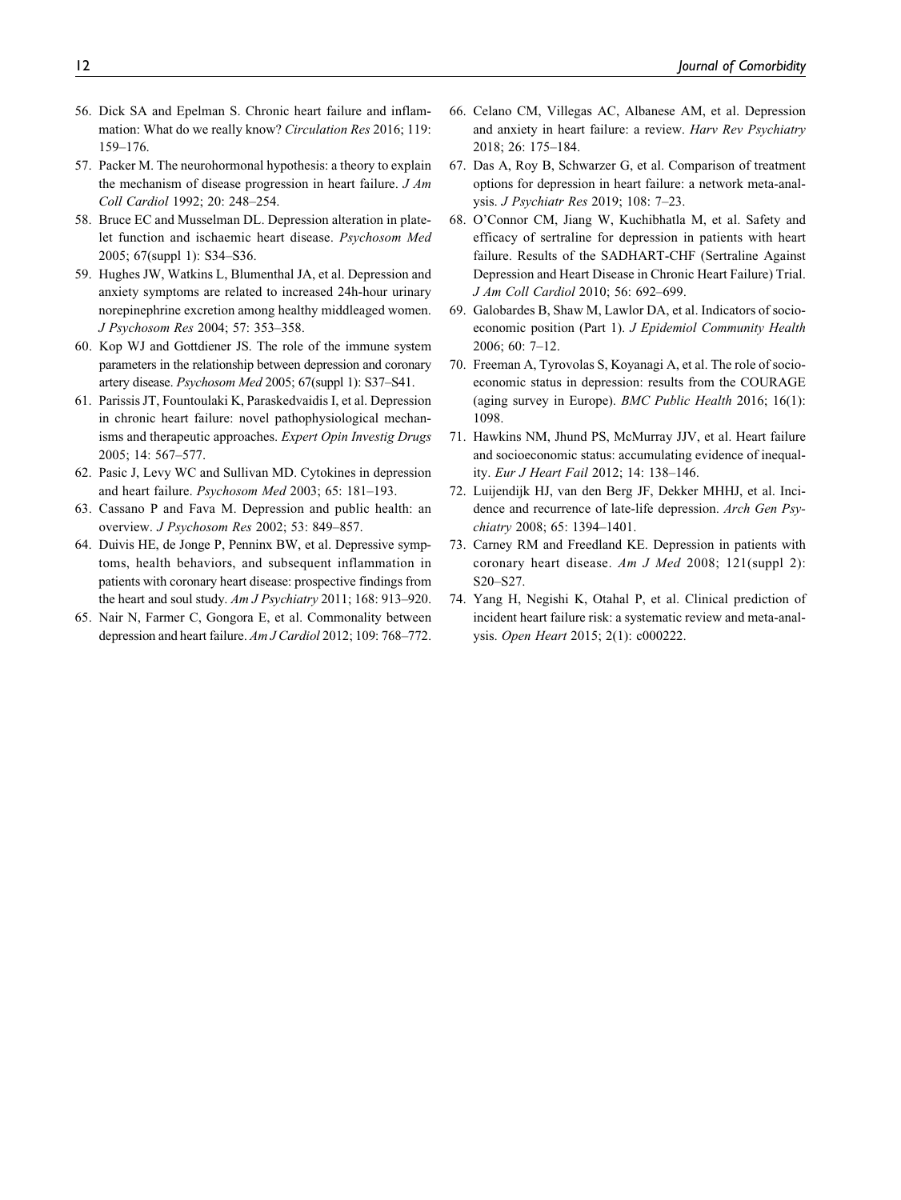56. Dick SA and Epelman S. Chronic heart failure and inflammation: What do we really know? *Circulation Res* 2016; 119: 159–176.
57. Packer M. The neurohormonal hypothesis: a theory to explain the mechanism of disease progression in heart failure. *J Am Coll Cardiol* 1992; 20: 248–254.
58. Bruce EC and Musselman DL. Depression alteration in platelet function and ischaemic heart disease. *Psychosom Med* 2005; 67(suppl 1): S34–S36.
59. Hughes JW, Watkins L, Blumenthal JA, et al. Depression and anxiety symptoms are related to increased 24h-hour urinary norepinephrine excretion among healthy middleaged women. *J Psychosom Res* 2004; 57: 353–358.
60. Kop WJ and Gottdiener JS. The role of the immune system parameters in the relationship between depression and coronary artery disease. *Psychosom Med* 2005; 67(suppl 1): S37–S41.
61. Parissis JT, Fountoulaki K, Paraskedvaidis I, et al. Depression in chronic heart failure: novel pathophysiological mechanisms and therapeutic approaches. *Expert Opin Investig Drugs* 2005; 14: 567–577.
62. Pasic J, Levy WC and Sullivan MD. Cytokines in depression and heart failure. *Psychosom Med* 2003; 65: 181–193.
63. Cassano P and Fava M. Depression and public health: an overview. *J Psychosom Res* 2002; 53: 849–857.
64. Duivis HE, de Jonge P, Penninx BW, et al. Depressive symptoms, health behaviors, and subsequent inflammation in patients with coronary heart disease: prospective findings from the heart and soul study. *Am J Psychiatry* 2011; 168: 913–920.
65. Nair N, Farmer C, Gongora E, et al. Commonality between depression and heart failure. *Am J Cardiol* 2012; 109: 768–772.
66. Celano CM, Villegas AC, Albanese AM, et al. Depression and anxiety in heart failure: a review. *Harv Rev Psychiatry* 2018; 26: 175–184.
67. Das A, Roy B, Schwarzer G, et al. Comparison of treatment options for depression in heart failure: a network meta-analysis. *J Psychiatr Res* 2019; 108: 7–23.
68. O'Connor CM, Jiang W, Kuchibhatla M, et al. Safety and efficacy of sertraline for depression in patients with heart failure. Results of the SADHART-CHF (Sertraline Against Depression and Heart Disease in Chronic Heart Failure) Trial. *J Am Coll Cardiol* 2010; 56: 692–699.
69. Galobardes B, Shaw M, Lawlor DA, et al. Indicators of socioeconomic position (Part 1). *J Epidemiol Community Health* 2006; 60: 7–12.
70. Freeman A, Tyrovolas S, Koyanagi A, et al. The role of socioeconomic status in depression: results from the COURAGE (aging survey in Europe). *BMC Public Health* 2016; 16(1): 1098.
71. Hawkins NM, Jhund PS, McMurray JJV, et al. Heart failure and socioeconomic status: accumulating evidence of inequality. *Eur J Heart Fail* 2012; 14: 138–146.
72. Luijendijk HJ, van den Berg JF, Dekker MHHJ, et al. Incidence and recurrence of late-life depression. *Arch Gen Psychiatry* 2008; 65: 1394–1401.
73. Carney RM and Freedland KE. Depression in patients with coronary heart disease. *Am J Med* 2008; 121(suppl 2): S20–S27.
74. Yang H, Negishi K, Otahal P, et al. Clinical prediction of incident heart failure risk: a systematic review and meta-analysis. *Open Heart* 2015; 2(1): e000222.